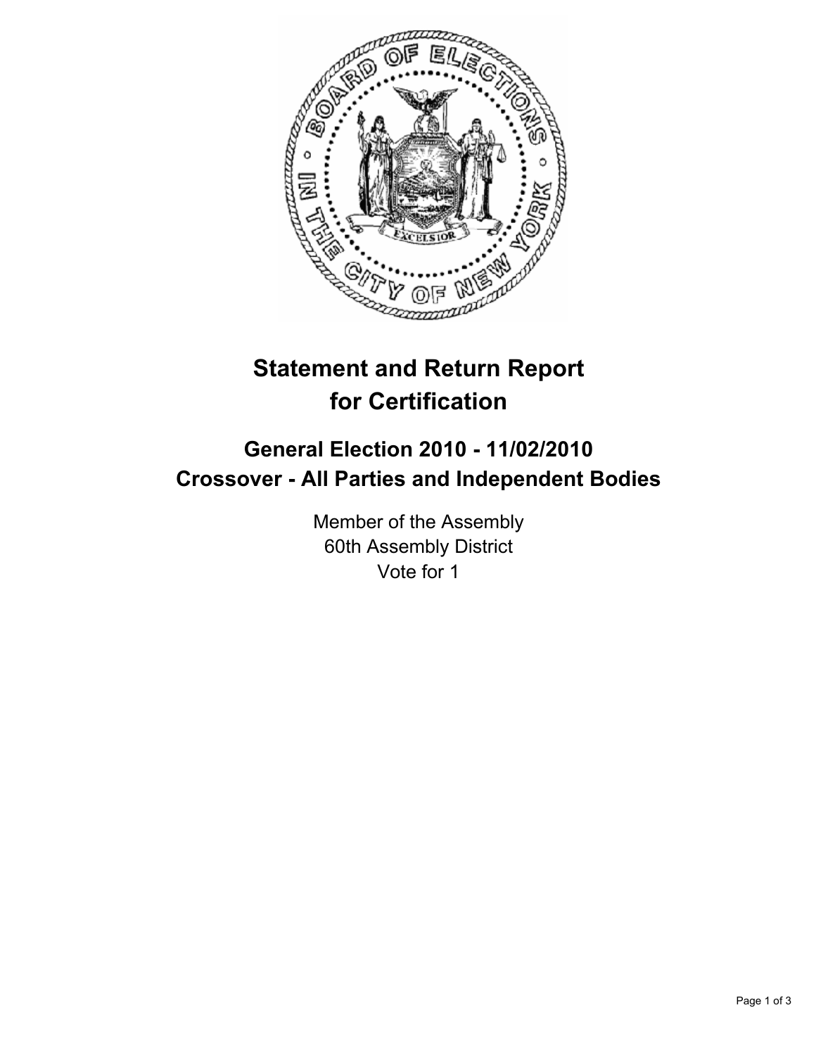# Statement and Return Report for Certification

## General Election 2010 - 11/02/2010
## Crossover - All Parties and Independent Bodies

Member of the Assembly
60th Assembly District
Vote for 1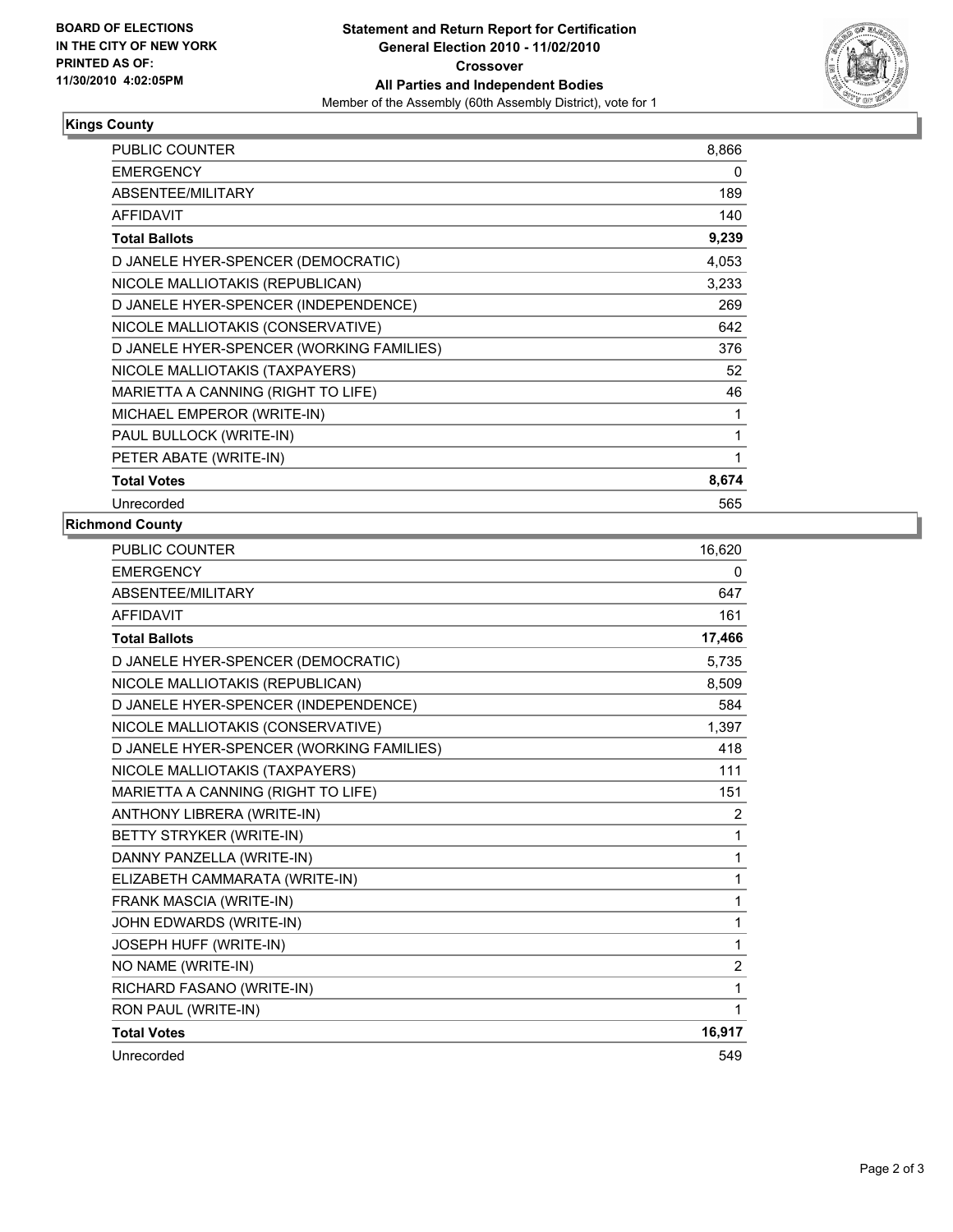**BOARD OF ELECTIONS IN THE CITY OF NEW YORK PRINTED AS OF: 11/30/2010 4:02:05PM**

**Statement and Return Report for Certification General Election 2010 - 11/02/2010 Crossover All Parties and Independent Bodies**

Member of the Assembly (60th Assembly District), vote for 1

## Kings County

| | |
|---|---|
| PUBLIC COUNTER | 8,866 |
| EMERGENCY | 0 |
| ABSENTEE/MILITARY | 189 |
| AFFIDAVIT | 140 |
| **Total Ballots** | **9,239** |
| D JANELE HYER-SPENCER (DEMOCRATIC) | 4,053 |
| NICOLE MALLIOTAKIS (REPUBLICAN) | 3,233 |
| D JANELE HYER-SPENCER (INDEPENDENCE) | 269 |
| NICOLE MALLIOTAKIS (CONSERVATIVE) | 642 |
| D JANELE HYER-SPENCER (WORKING FAMILIES) | 376 |
| NICOLE MALLIOTAKIS (TAXPAYERS) | 52 |
| MARIETTA A CANNING (RIGHT TO LIFE) | 46 |
| MICHAEL EMPEROR (WRITE-IN) | 1 |
| PAUL BULLOCK (WRITE-IN) | 1 |
| PETER ABATE (WRITE-IN) | 1 |
| **Total Votes** | **8,674** |
| Unrecorded | 565 |

## Richmond County

| | |
|---|---|
| PUBLIC COUNTER | 16,620 |
| EMERGENCY | 0 |
| ABSENTEE/MILITARY | 647 |
| AFFIDAVIT | 161 |
| **Total Ballots** | **17,466** |
| D JANELE HYER-SPENCER (DEMOCRATIC) | 5,735 |
| NICOLE MALLIOTAKIS (REPUBLICAN) | 8,509 |
| D JANELE HYER-SPENCER (INDEPENDENCE) | 584 |
| NICOLE MALLIOTAKIS (CONSERVATIVE) | 1,397 |
| D JANELE HYER-SPENCER (WORKING FAMILIES) | 418 |
| NICOLE MALLIOTAKIS (TAXPAYERS) | 111 |
| MARIETTA A CANNING (RIGHT TO LIFE) | 151 |
| ANTHONY LIBRERA (WRITE-IN) | 2 |
| BETTY STRYKER (WRITE-IN) | 1 |
| DANNY PANZELLA (WRITE-IN) | 1 |
| ELIZABETH CAMMARATA (WRITE-IN) | 1 |
| FRANK MASCIA (WRITE-IN) | 1 |
| JOHN EDWARDS (WRITE-IN) | 1 |
| JOSEPH HUFF (WRITE-IN) | 1 |
| NO NAME (WRITE-IN) | 2 |
| RICHARD FASANO (WRITE-IN) | 1 |
| RON PAUL (WRITE-IN) | 1 |
| **Total Votes** | **16,917** |
| Unrecorded | 549 |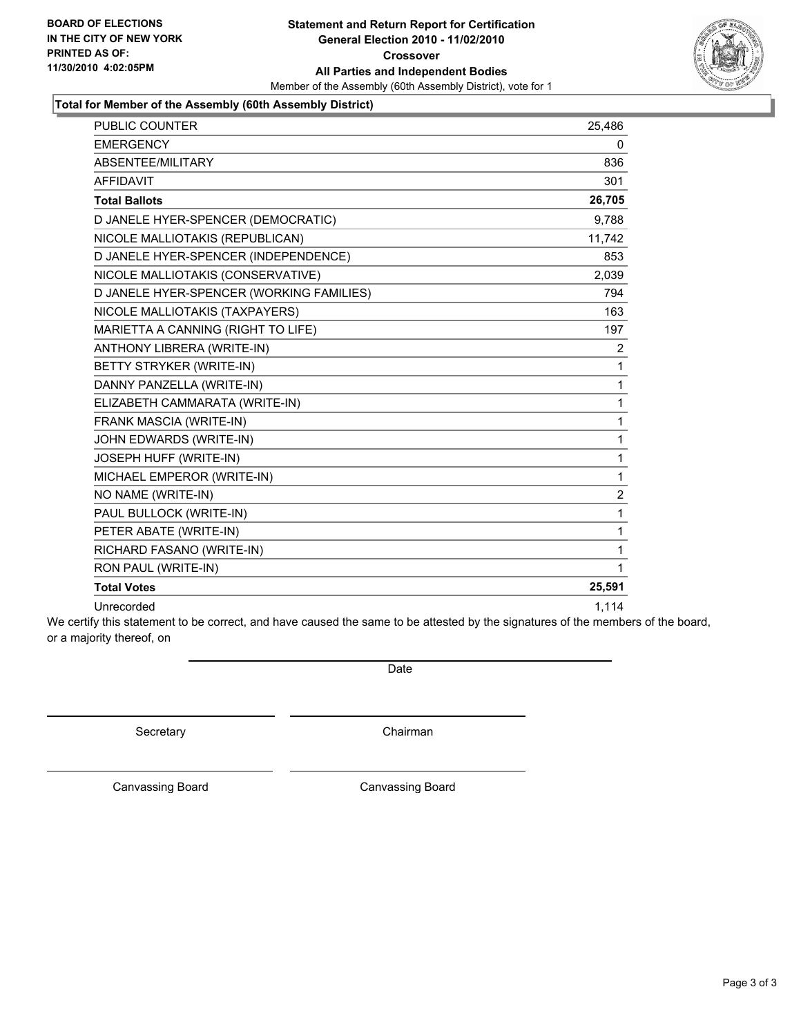**BOARD OF ELECTIONS IN THE CITY OF NEW YORK PRINTED AS OF: 11/30/2010 4:02:05PM**

**Statement and Return Report for Certification**
**General Election 2010 - 11/02/2010**
**Crossover**
**All Parties and Independent Bodies**
Member of the Assembly (60th Assembly District), vote for 1

**Total for Member of the Assembly (60th Assembly District)**

| | |
|---|---|
| PUBLIC COUNTER | 25,486 |
| EMERGENCY | 0 |
| ABSENTEE/MILITARY | 836 |
| AFFIDAVIT | 301 |
| **Total Ballots** | **26,705** |
| D JANELE HYER-SPENCER (DEMOCRATIC) | 9,788 |
| NICOLE MALLIOTAKIS (REPUBLICAN) | 11,742 |
| D JANELE HYER-SPENCER (INDEPENDENCE) | 853 |
| NICOLE MALLIOTAKIS (CONSERVATIVE) | 2,039 |
| D JANELE HYER-SPENCER (WORKING FAMILIES) | 794 |
| NICOLE MALLIOTAKIS (TAXPAYERS) | 163 |
| MARIETTA A CANNING (RIGHT TO LIFE) | 197 |
| ANTHONY LIBRERA (WRITE-IN) | 2 |
| BETTY STRYKER (WRITE-IN) | 1 |
| DANNY PANZELLA (WRITE-IN) | 1 |
| ELIZABETH CAMMARATA (WRITE-IN) | 1 |
| FRANK MASCIA (WRITE-IN) | 1 |
| JOHN EDWARDS (WRITE-IN) | 1 |
| JOSEPH HUFF (WRITE-IN) | 1 |
| MICHAEL EMPEROR (WRITE-IN) | 1 |
| NO NAME (WRITE-IN) | 2 |
| PAUL BULLOCK (WRITE-IN) | 1 |
| PETER ABATE (WRITE-IN) | 1 |
| RICHARD FASANO (WRITE-IN) | 1 |
| RON PAUL (WRITE-IN) | 1 |
| **Total Votes** | **25,591** |
| Unrecorded | 1,114 |

We certify this statement to be correct, and have caused the same to be attested by the signatures of the members of the board, or a majority thereof, on

Date

Secretary

Chairman

Canvassing Board

Canvassing Board